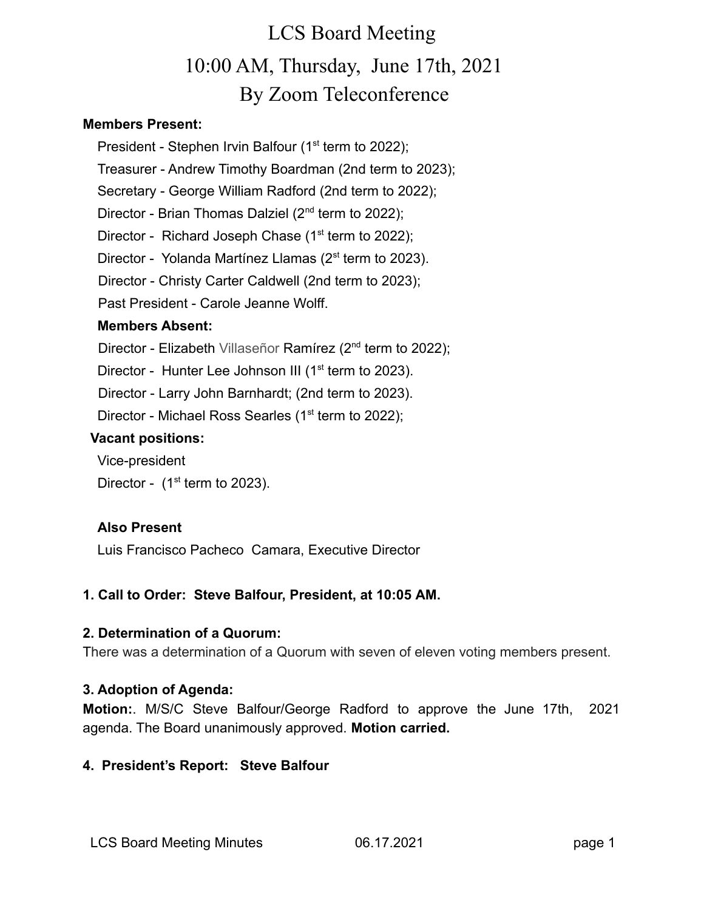# LCS Board Meeting

## 10:00 AM, Thursday, June 17th, 2021

## By Zoom Teleconference

**Members Present:**

President - Stephen Irvin Balfour (1st term to 2022);

Treasurer - Andrew Timothy Boardman (2nd term to 2023);

Secretary - George William Radford (2nd term to 2022);

Director - Brian Thomas Dalziel (2nd term to 2022);

Director - Richard Joseph Chase (1st term to 2022);

Director - Yolanda Martínez Llamas (2st term to 2023).

Director - Christy Carter Caldwell (2nd term to 2023);

Past President - Carole Jeanne Wolff.

**Members Absent:**

Director - Elizabeth Villaseñor Ramírez (2nd term to 2022);

Director - Hunter Lee Johnson III (1st term to 2023).

Director - Larry John Barnhardt; (2nd term to 2023).

Director - Michael Ross Searles (1st term to 2022);

**Vacant positions:**

Vice-president

Director - (1st term to 2023).

**Also Present**

Luis Francisco Pacheco Camara, Executive Director

**1. Call to Order: Steve Balfour, President, at 10:05 AM.**

**2. Determination of a Quorum:**

There was a determination of a Quorum with seven of eleven voting members present.

**3. Adoption of Agenda:**

**Motion:**. M/S/C Steve Balfour/George Radford to approve the June 17th, 2021 agenda. The Board unanimously approved. **Motion carried.**

**4. President's Report: Steve Balfour**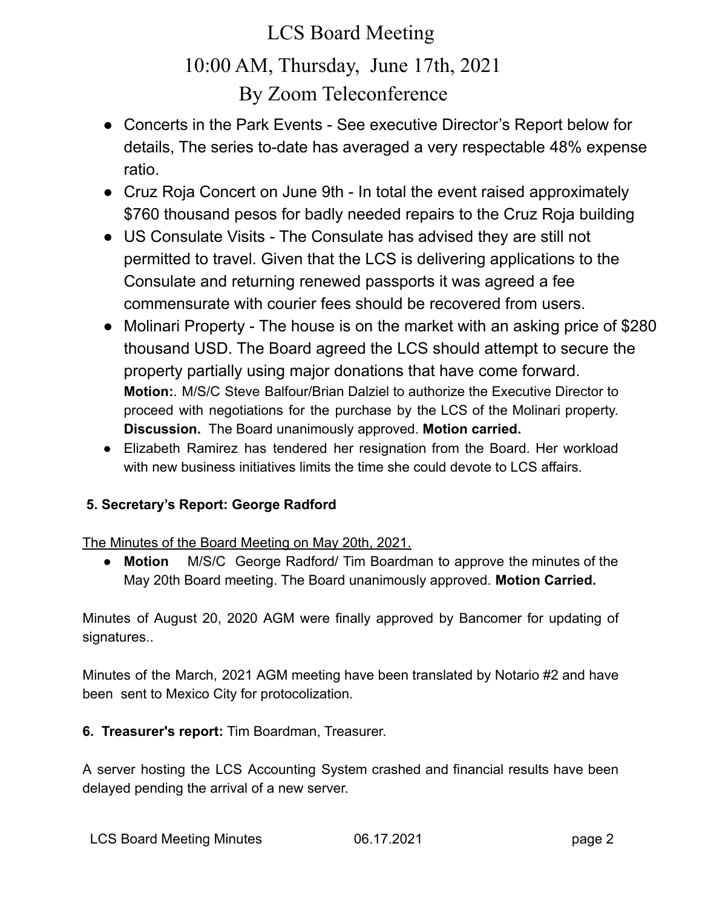- Concerts in the Park Events - See executive Director's Report below for details, The series to-date has averaged a very respectable 48% expense ratio.
- Cruz Roja Concert on June 9th - In total the event raised approximately $760 thousand pesos for badly needed repairs to the Cruz Roja building
- US Consulate Visits - The Consulate has advised they are still not permitted to travel. Given that the LCS is delivering applications to the Consulate and returning renewed passports it was agreed a fee commensurate with courier fees should be recovered from users.
- Molinari Property - The house is on the market with an asking price of $280 thousand USD. The Board agreed the LCS should attempt to secure the property partially using major donations that have come forward.
  **Motion:**. M/S/C Steve Balfour/Brian Dalziel to authorize the Executive Director to proceed with negotiations for the purchase by the LCS of the Molinari property. **Discussion.** The Board unanimously approved. **Motion carried.**
- Elizabeth Ramirez has tendered her resignation from the Board. Her workload with new business initiatives limits the time she could devote to LCS affairs.

**5. Secretary's Report: George Radford**

The Minutes of the Board Meeting on May 20th, 2021.

- **Motion** M/S/C George Radford/ Tim Boardman to approve the minutes of the May 20th Board meeting. The Board unanimously approved. **Motion Carried.**

Minutes of August 20, 2020 AGM were finally approved by Bancomer for updating of signatures..

Minutes of the March, 2021 AGM meeting have been translated by Notario #2 and have been sent to Mexico City for protocolization.

**6. Treasurer's report:** Tim Boardman, Treasurer.

A server hosting the LCS Accounting System crashed and financial results have been delayed pending the arrival of a new server.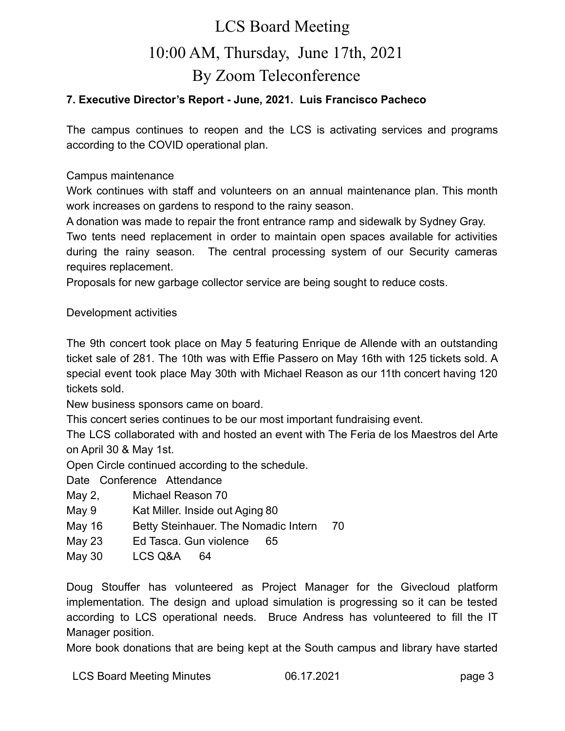# LCS Board Meeting
# 10:00 AM, Thursday, June 17th, 2021
# By Zoom Teleconference

**7. Executive Director's Report - June, 2021. Luis Francisco Pacheco**

The campus continues to reopen and the LCS is activating services and programs according to the COVID operational plan.

Campus maintenance

Work continues with staff and volunteers on an annual maintenance plan. This month work increases on gardens to respond to the rainy season.

A donation was made to repair the front entrance ramp and sidewalk by Sydney Gray.

Two tents need replacement in order to maintain open spaces available for activities during the rainy season. The central processing system of our Security cameras requires replacement.

Proposals for new garbage collector service are being sought to reduce costs.

Development activities

The 9th concert took place on May 5 featuring Enrique de Allende with an outstanding ticket sale of 281. The 10th was with Effie Passero on May 16th with 125 tickets sold. A special event took place May 30th with Michael Reason as our 11th concert having 120 tickets sold.

New business sponsors came on board.

This concert series continues to be our most important fundraising event.

The LCS collaborated with and hosted an event with The Feria de los Maestros del Arte on April 30 & May 1st.

Open Circle continued according to the schedule.

| Date | Conference | Attendance |
|---|---|---|
| May 2, | Michael Reason | 70 |
| May 9 | Kat Miller. Inside out Aging | 80 |
| May 16 | Betty Steinhauer. The Nomadic Intern | 70 |
| May 23 | Ed Tasca. Gun violence | 65 |
| May 30 | LCS Q&A | 64 |

Doug Stouffer has volunteered as Project Manager for the Givecloud platform implementation. The design and upload simulation is progressing so it can be tested according to LCS operational needs. Bruce Andress has volunteered to fill the IT Manager position.

More book donations that are being kept at the South campus and library have started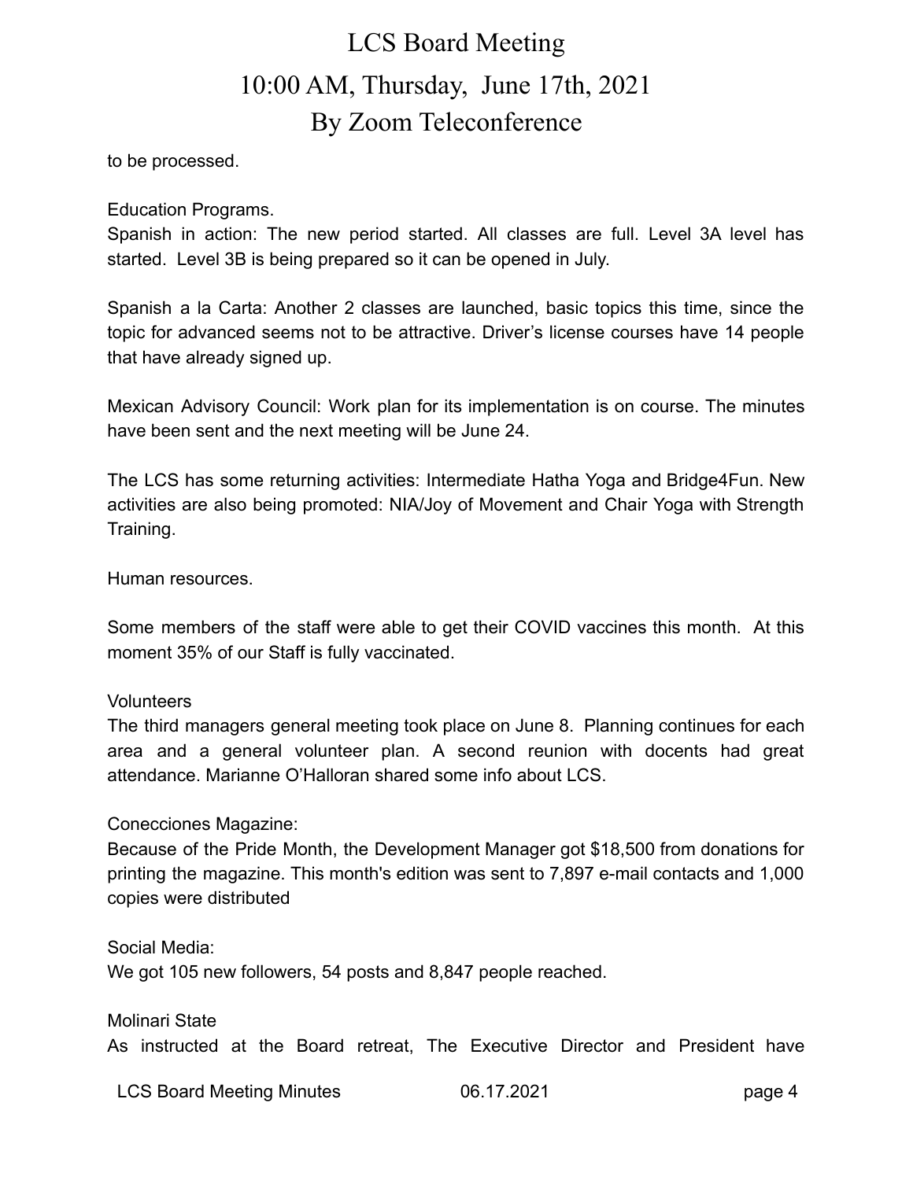to be processed.

Education Programs.

Spanish in action: The new period started. All classes are full. Level 3A level has started. Level 3B is being prepared so it can be opened in July.

Spanish a la Carta: Another 2 classes are launched, basic topics this time, since the topic for advanced seems not to be attractive. Driver's license courses have 14 people that have already signed up.

Mexican Advisory Council: Work plan for its implementation is on course. The minutes have been sent and the next meeting will be June 24.

The LCS has some returning activities: Intermediate Hatha Yoga and Bridge4Fun. New activities are also being promoted: NIA/Joy of Movement and Chair Yoga with Strength Training.

Human resources.

Some members of the staff were able to get their COVID vaccines this month. At this moment 35% of our Staff is fully vaccinated.

Volunteers

The third managers general meeting took place on June 8. Planning continues for each area and a general volunteer plan. A second reunion with docents had great attendance. Marianne O'Halloran shared some info about LCS.

Conecciones Magazine:

Because of the Pride Month, the Development Manager got $18,500 from donations for printing the magazine. This month's edition was sent to 7,897 e-mail contacts and 1,000 copies were distributed

Social Media:

We got 105 new followers, 54 posts and 8,847 people reached.

Molinari State

As instructed at the Board retreat, The Executive Director and President have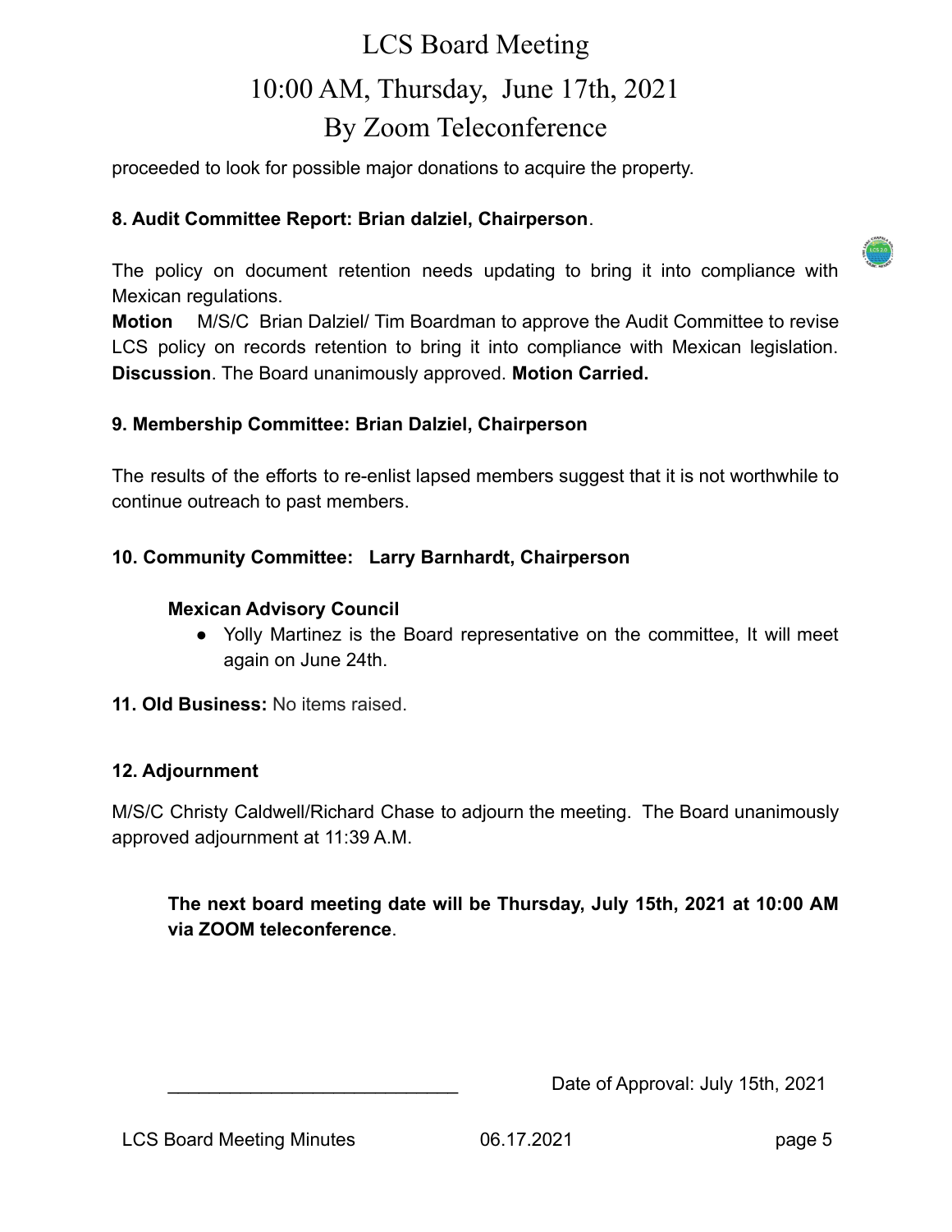proceeded to look for possible major donations to acquire the property.

**8. Audit Committee Report: Brian dalziel, Chairperson**.

The policy on document retention needs updating to bring it into compliance with Mexican regulations.

**Motion** M/S/C Brian Dalziel/ Tim Boardman to approve the Audit Committee to revise LCS policy on records retention to bring it into compliance with Mexican legislation. **Discussion**. The Board unanimously approved. **Motion Carried.**

**9. Membership Committee: Brian Dalziel, Chairperson**

The results of the efforts to re-enlist lapsed members suggest that it is not worthwhile to continue outreach to past members.

**10. Community Committee: Larry Barnhardt, Chairperson**

**Mexican Advisory Council**

- Yolly Martinez is the Board representative on the committee, It will meet again on June 24th.

**11. Old Business:** No items raised.

**12. Adjournment**

M/S/C Christy Caldwell/Richard Chase to adjourn the meeting. The Board unanimously approved adjournment at 11:39 A.M.

**The next board meeting date will be Thursday, July 15th, 2021 at 10:00 AM via ZOOM teleconference**.

____________________________ Date of Approval: July 15th, 2021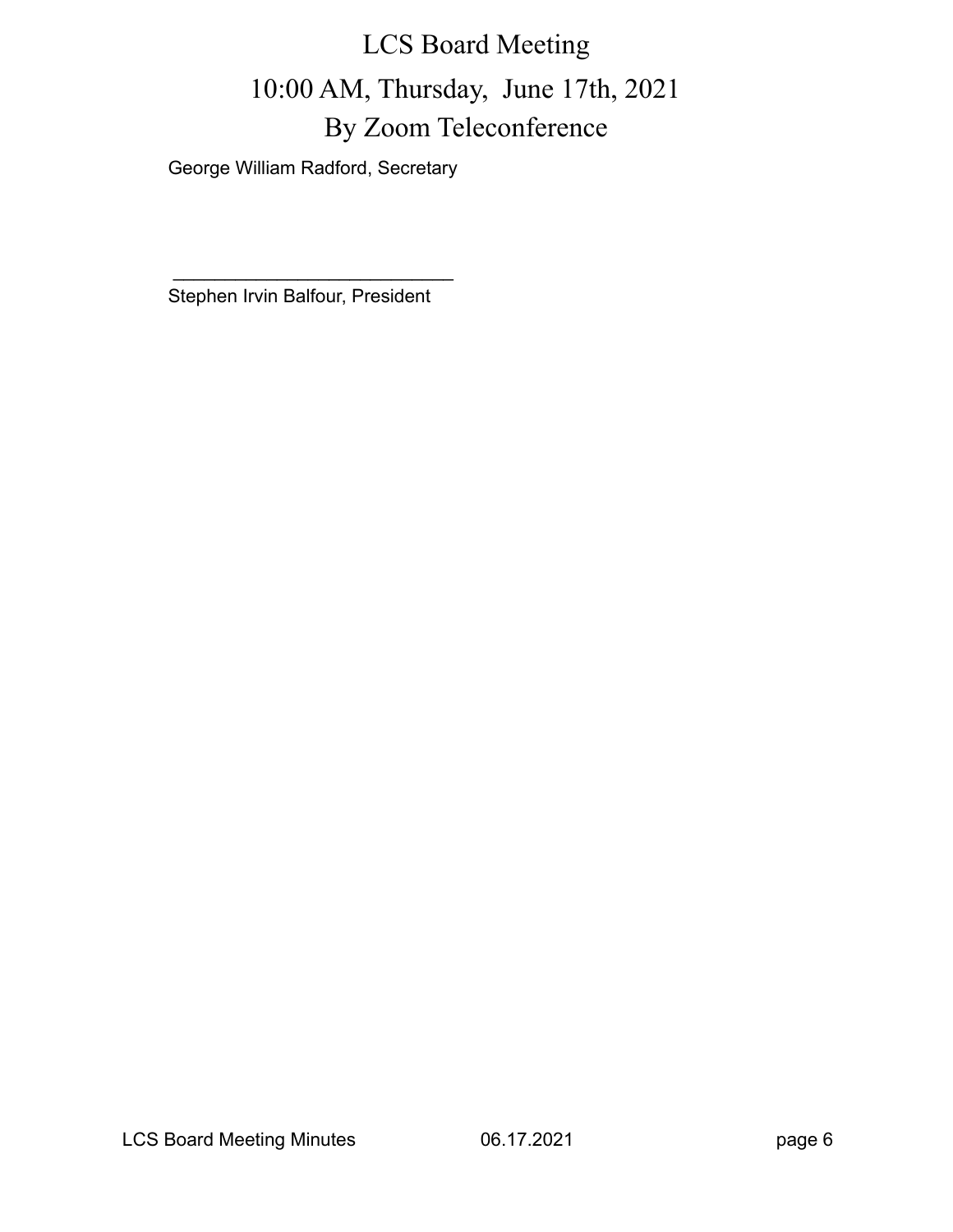LCS Board Meeting

10:00 AM, Thursday, June 17th, 2021

By Zoom Teleconference

George William Radford, Secretary

\_\_\_\_\_\_\_\_\_\_\_\_\_\_\_\_\_\_\_\_\_\_\_\_\_\_\_\_

Stephen Irvin Balfour, President